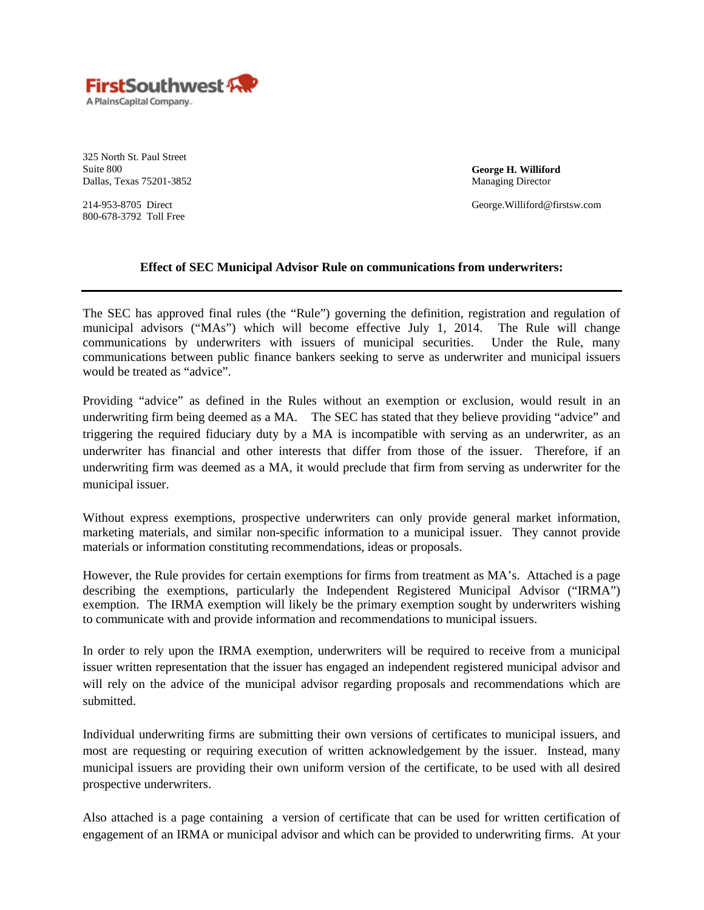**FirstSouthwest**
A PlainsCapital Company.

325 North St. Paul Street
Suite 800
Dallas, Texas 75201-3852

214-953-8705 Direct
800-678-3792 Toll Free

**George H. Williford**
Managing Director

George.Williford@firstsw.com

**Effect of SEC Municipal Advisor Rule on communications from underwriters:**

---

The SEC has approved final rules (the "Rule") governing the definition, registration and regulation of municipal advisors ("MAs") which will become effective July 1, 2014. The Rule will change communications by underwriters with issuers of municipal securities. Under the Rule, many communications between public finance bankers seeking to serve as underwriter and municipal issuers would be treated as "advice".

Providing "advice" as defined in the Rules without an exemption or exclusion, would result in an underwriting firm being deemed as a MA. The SEC has stated that they believe providing "advice" and triggering the required fiduciary duty by a MA is incompatible with serving as an underwriter, as an underwriter has financial and other interests that differ from those of the issuer. Therefore, if an underwriting firm was deemed as a MA, it would preclude that firm from serving as underwriter for the municipal issuer.

Without express exemptions, prospective underwriters can only provide general market information, marketing materials, and similar non-specific information to a municipal issuer. They cannot provide materials or information constituting recommendations, ideas or proposals.

However, the Rule provides for certain exemptions for firms from treatment as MA's. Attached is a page describing the exemptions, particularly the Independent Registered Municipal Advisor ("IRMA") exemption. The IRMA exemption will likely be the primary exemption sought by underwriters wishing to communicate with and provide information and recommendations to municipal issuers.

In order to rely upon the IRMA exemption, underwriters will be required to receive from a municipal issuer written representation that the issuer has engaged an independent registered municipal advisor and will rely on the advice of the municipal advisor regarding proposals and recommendations which are submitted.

Individual underwriting firms are submitting their own versions of certificates to municipal issuers, and most are requesting or requiring execution of written acknowledgement by the issuer. Instead, many municipal issuers are providing their own uniform version of the certificate, to be used with all desired prospective underwriters.

Also attached is a page containing a version of certificate that can be used for written certification of engagement of an IRMA or municipal advisor and which can be provided to underwriting firms. At your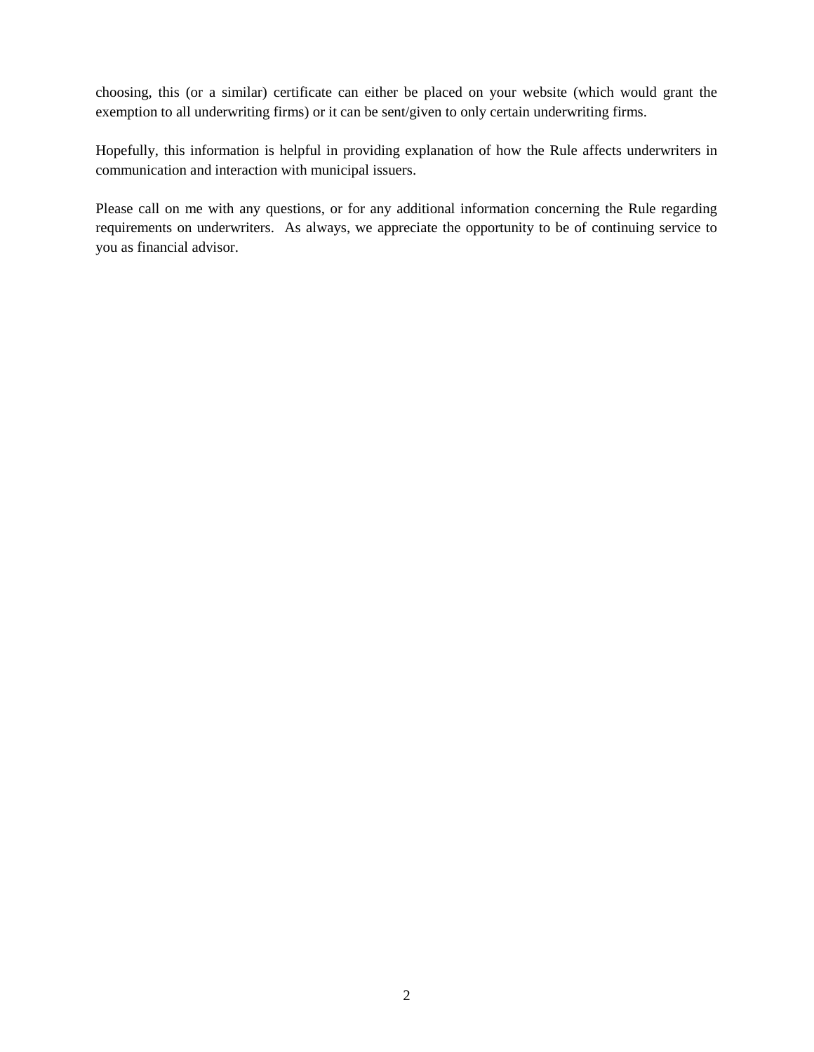choosing, this (or a similar) certificate can either be placed on your website (which would grant the exemption to all underwriting firms) or it can be sent/given to only certain underwriting firms.

Hopefully, this information is helpful in providing explanation of how the Rule affects underwriters in communication and interaction with municipal issuers.

Please call on me with any questions, or for any additional information concerning the Rule regarding requirements on underwriters. As always, we appreciate the opportunity to be of continuing service to you as financial advisor.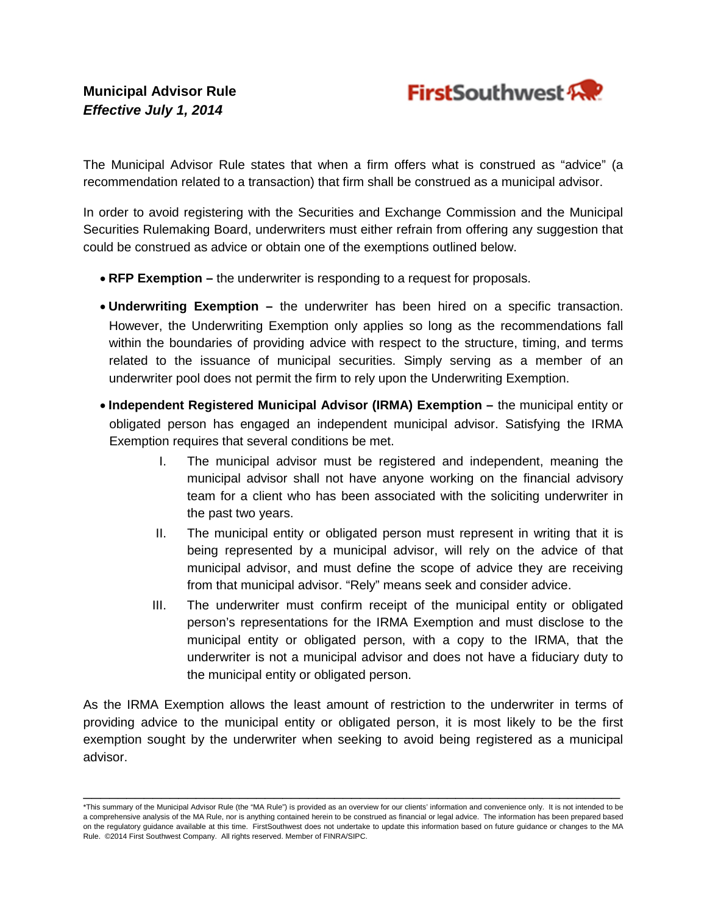**Municipal Advisor Rule**
***Effective July 1, 2014***

The Municipal Advisor Rule states that when a firm offers what is construed as "advice" (a recommendation related to a transaction) that firm shall be construed as a municipal advisor.

In order to avoid registering with the Securities and Exchange Commission and the Municipal Securities Rulemaking Board, underwriters must either refrain from offering any suggestion that could be construed as advice or obtain one of the exemptions outlined below.

- **RFP Exemption –** the underwriter is responding to a request for proposals.
- **Underwriting Exemption –** the underwriter has been hired on a specific transaction. However, the Underwriting Exemption only applies so long as the recommendations fall within the boundaries of providing advice with respect to the structure, timing, and terms related to the issuance of municipal securities. Simply serving as a member of an underwriter pool does not permit the firm to rely upon the Underwriting Exemption.
- **Independent Registered Municipal Advisor (IRMA) Exemption –** the municipal entity or obligated person has engaged an independent municipal advisor. Satisfying the IRMA Exemption requires that several conditions be met.
    - I. The municipal advisor must be registered and independent, meaning the municipal advisor shall not have anyone working on the financial advisory team for a client who has been associated with the soliciting underwriter in the past two years.
    - II. The municipal entity or obligated person must represent in writing that it is being represented by a municipal advisor, will rely on the advice of that municipal advisor, and must define the scope of advice they are receiving from that municipal advisor. "Rely" means seek and consider advice.
    - III. The underwriter must confirm receipt of the municipal entity or obligated person's representations for the IRMA Exemption and must disclose to the municipal entity or obligated person, with a copy to the IRMA, that the underwriter is not a municipal advisor and does not have a fiduciary duty to the municipal entity or obligated person.

As the IRMA Exemption allows the least amount of restriction to the underwriter in terms of providing advice to the municipal entity or obligated person, it is most likely to be the first exemption sought by the underwriter when seeking to avoid being registered as a municipal advisor.

---

*This summary of the Municipal Advisor Rule (the "MA Rule") is provided as an overview for our clients' information and convenience only. It is not intended to be a comprehensive analysis of the MA Rule, nor is anything contained herein to be construed as financial or legal advice. The information has been prepared based on the regulatory guidance available at this time. FirstSouthwest does not undertake to update this information based on future guidance or changes to the MA Rule. ©2014 First Southwest Company. All rights reserved. Member of FINRA/SIPC.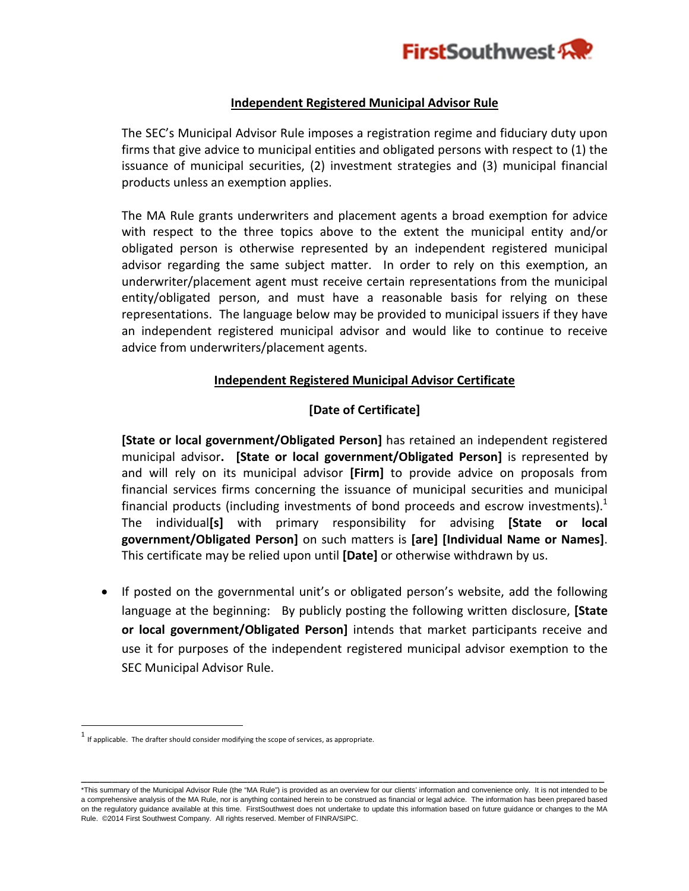## Independent Registered Municipal Advisor Rule

The SEC's Municipal Advisor Rule imposes a registration regime and fiduciary duty upon firms that give advice to municipal entities and obligated persons with respect to (1) the issuance of municipal securities, (2) investment strategies and (3) municipal financial products unless an exemption applies.

The MA Rule grants underwriters and placement agents a broad exemption for advice with respect to the three topics above to the extent the municipal entity and/or obligated person is otherwise represented by an independent registered municipal advisor regarding the same subject matter. In order to rely on this exemption, an underwriter/placement agent must receive certain representations from the municipal entity/obligated person, and must have a reasonable basis for relying on these representations. The language below may be provided to municipal issuers if they have an independent registered municipal advisor and would like to continue to receive advice from underwriters/placement agents.

## Independent Registered Municipal Advisor Certificate

**[Date of Certificate]**

**[State or local government/Obligated Person]** has retained an independent registered municipal advisor**. [State or local government/Obligated Person]** is represented by and will rely on its municipal advisor **[Firm]** to provide advice on proposals from financial services firms concerning the issuance of municipal securities and municipal financial products (including investments of bond proceeds and escrow investments).[1] The individual**[s]** with primary responsibility for advising **[State or local government/Obligated Person]** on such matters is **[are] [Individual Name or Names]**. This certificate may be relied upon until **[Date]** or otherwise withdrawn by us.

- If posted on the governmental unit's or obligated person's website, add the following language at the beginning: By publicly posting the following written disclosure, **[State or local government/Obligated Person]** intends that market participants receive and use it for purposes of the independent registered municipal advisor exemption to the SEC Municipal Advisor Rule.

[1] If applicable. The drafter should consider modifying the scope of services, as appropriate.

*This summary of the Municipal Advisor Rule (the "MA Rule") is provided as an overview for our clients' information and convenience only. It is not intended to be a comprehensive analysis of the MA Rule, nor is anything contained herein to be construed as financial or legal advice. The information has been prepared based on the regulatory guidance available at this time. FirstSouthwest does not undertake to update this information based on future guidance or changes to the MA Rule. ©2014 First Southwest Company. All rights reserved. Member of FINRA/SIPC.